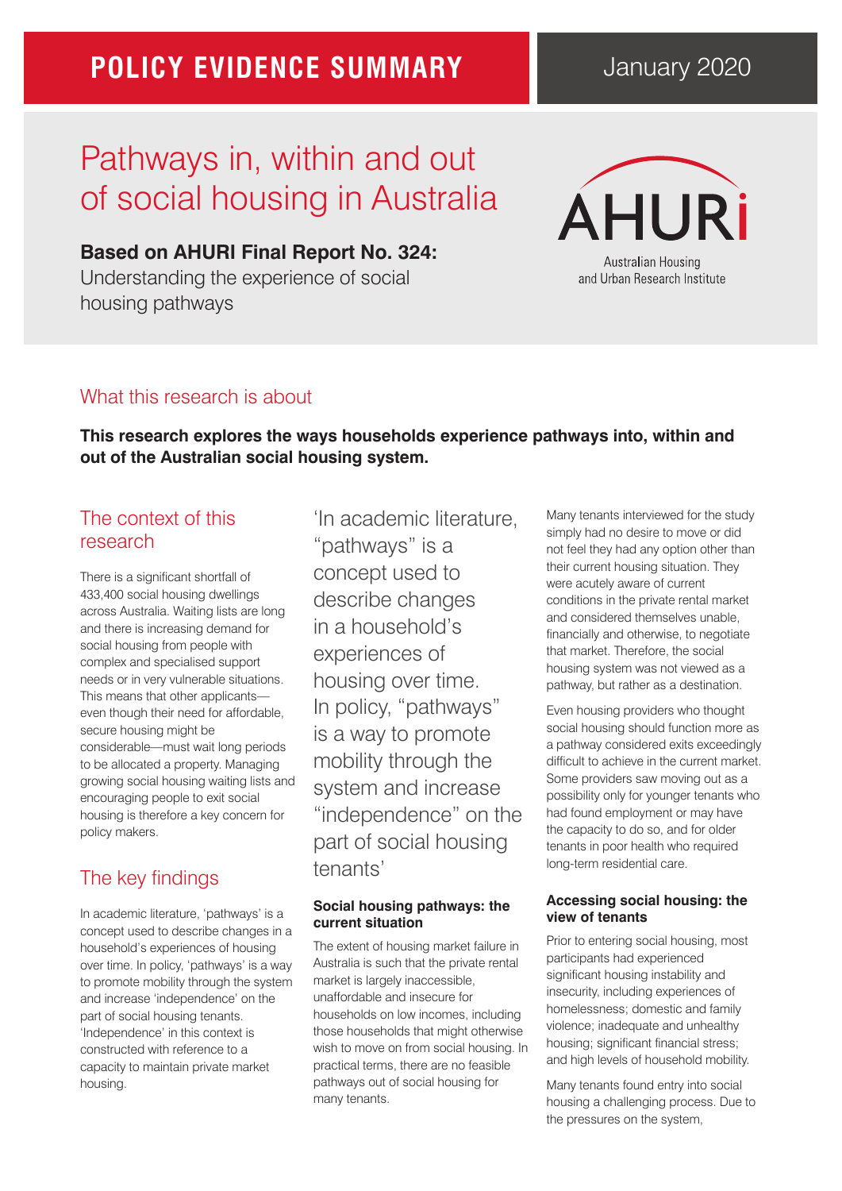POLICY EVIDENCE SUMMARY

January 2020

# Pathways in, within and out of social housing in Australia

**Based on AHURI Final Report No. 324:**
Understanding the experience of social housing pathways

AHURI
Australian Housing and Urban Research Institute

## What this research is about

**This research explores the ways households experience pathways into, within and out of the Australian social housing system.**

## The context of this research

There is a significant shortfall of 433,400 social housing dwellings across Australia. Waiting lists are long and there is increasing demand for social housing from people with complex and specialised support needs or in very vulnerable situations. This means that other applicants—even though their need for affordable, secure housing might be considerable—must wait long periods to be allocated a property. Managing growing social housing waiting lists and encouraging people to exit social housing is therefore a key concern for policy makers.

## The key findings

In academic literature, 'pathways' is a concept used to describe changes in a household's experiences of housing over time. In policy, 'pathways' is a way to promote mobility through the system and increase 'independence' on the part of social housing tenants. 'Independence' in this context is constructed with reference to a capacity to maintain private market housing.

> 'In academic literature, "pathways" is a concept used to describe changes in a household's experiences of housing over time. In policy, "pathways" is a way to promote mobility through the system and increase "independence" on the part of social housing tenants'

### Social housing pathways: the current situation

The extent of housing market failure in Australia is such that the private rental market is largely inaccessible, unaffordable and insecure for households on low incomes, including those households that might otherwise wish to move on from social housing. In practical terms, there are no feasible pathways out of social housing for many tenants.

Many tenants interviewed for the study simply had no desire to move or did not feel they had any option other than their current housing situation. They were acutely aware of current conditions in the private rental market and considered themselves unable, financially and otherwise, to negotiate that market. Therefore, the social housing system was not viewed as a pathway, but rather as a destination.

Even housing providers who thought social housing should function more as a pathway considered exits exceedingly difficult to achieve in the current market. Some providers saw moving out as a possibility only for younger tenants who had found employment or may have the capacity to do so, and for older tenants in poor health who required long-term residential care.

### Accessing social housing: the view of tenants

Prior to entering social housing, most participants had experienced significant housing instability and insecurity, including experiences of homelessness; domestic and family violence; inadequate and unhealthy housing; significant financial stress; and high levels of household mobility.

Many tenants found entry into social housing a challenging process. Due to the pressures on the system,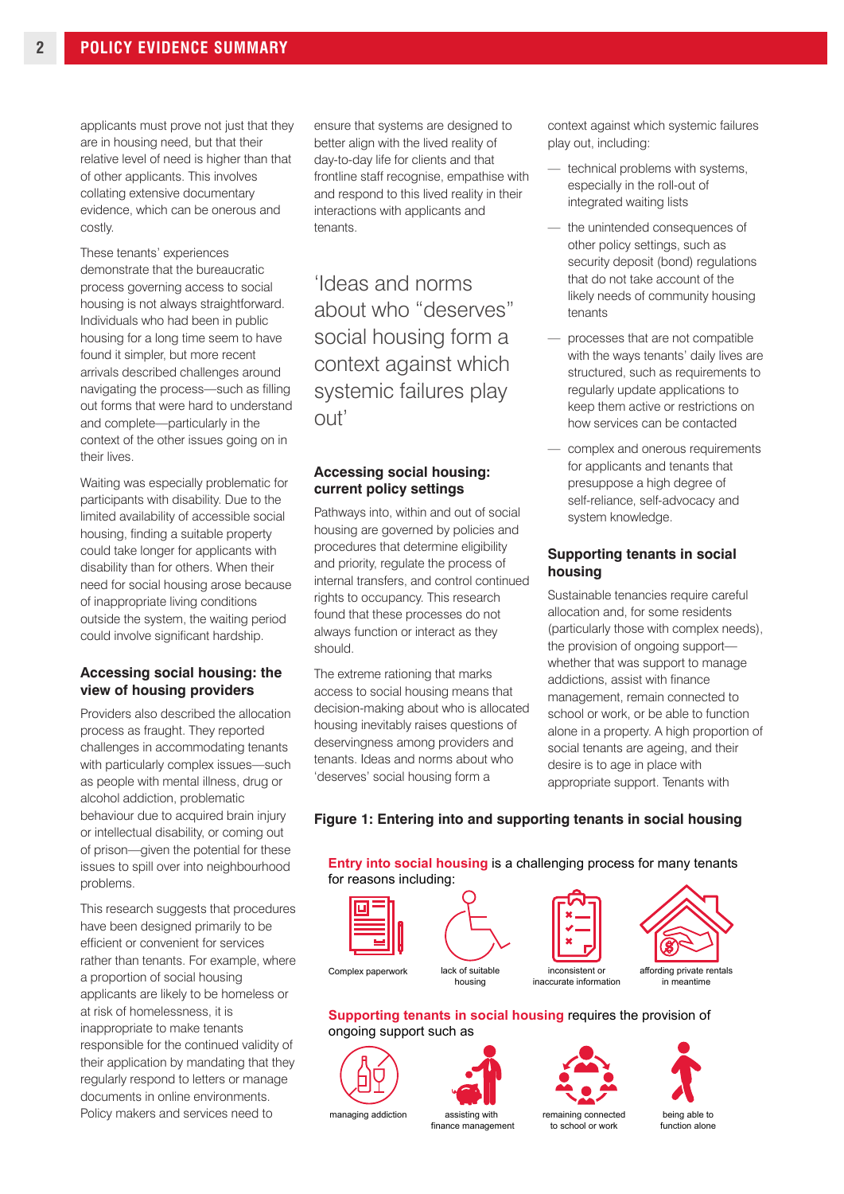applicants must prove not just that they are in housing need, but that their relative level of need is higher than that of other applicants. This involves collating extensive documentary evidence, which can be onerous and costly.

These tenants' experiences demonstrate that the bureaucratic process governing access to social housing is not always straightforward. Individuals who had been in public housing for a long time seem to have found it simpler, but more recent arrivals described challenges around navigating the process—such as filling out forms that were hard to understand and complete—particularly in the context of the other issues going on in their lives.

Waiting was especially problematic for participants with disability. Due to the limited availability of accessible social housing, finding a suitable property could take longer for applicants with disability than for others. When their need for social housing arose because of inappropriate living conditions outside the system, the waiting period could involve significant hardship.

### Accessing social housing: the view of housing providers

Providers also described the allocation process as fraught. They reported challenges in accommodating tenants with particularly complex issues—such as people with mental illness, drug or alcohol addiction, problematic behaviour due to acquired brain injury or intellectual disability, or coming out of prison—given the potential for these issues to spill over into neighbourhood problems.

This research suggests that procedures have been designed primarily to be efficient or convenient for services rather than tenants. For example, where a proportion of social housing applicants are likely to be homeless or at risk of homelessness, it is inappropriate to make tenants responsible for the continued validity of their application by mandating that they regularly respond to letters or manage documents in online environments. Policy makers and services need to ensure that systems are designed to better align with the lived reality of day-to-day life for clients and that frontline staff recognise, empathise with and respond to this lived reality in their interactions with applicants and tenants.

> 'Ideas and norms about who "deserves" social housing form a context against which systemic failures play out'

### Accessing social housing: current policy settings

Pathways into, within and out of social housing are governed by policies and procedures that determine eligibility and priority, regulate the process of internal transfers, and control continued rights to occupancy. This research found that these processes do not always function or interact as they should.

The extreme rationing that marks access to social housing means that decision-making about who is allocated housing inevitably raises questions of deservingness among providers and tenants. Ideas and norms about who 'deserves' social housing form a context against which systemic failures play out, including:

- technical problems with systems, especially in the roll-out of integrated waiting lists
- the unintended consequences of other policy settings, such as security deposit (bond) regulations that do not take account of the likely needs of community housing tenants
- processes that are not compatible with the ways tenants' daily lives are structured, such as requirements to regularly update applications to keep them active or restrictions on how services can be contacted
- complex and onerous requirements for applicants and tenants that presuppose a high degree of self-reliance, self-advocacy and system knowledge.

### Supporting tenants in social housing

Sustainable tenancies require careful allocation and, for some residents (particularly those with complex needs), the provision of ongoing support—whether that was support to manage addictions, assist with finance management, remain connected to school or work, or be able to function alone in a property. A high proportion of social tenants are ageing, and their desire is to age in place with appropriate support. Tenants with

**Figure 1: Entering into and supporting tenants in social housing**

**Entry into social housing** is a challenging process for many tenants for reasons including:

- Complex paperwork
- lack of suitable housing
- inconsistent or inaccurate information
- affording private rentals in meantime

**Supporting tenants in social housing** requires the provision of ongoing support such as

- managing addiction
- assisting with finance management
- remaining connected to school or work
- being able to function alone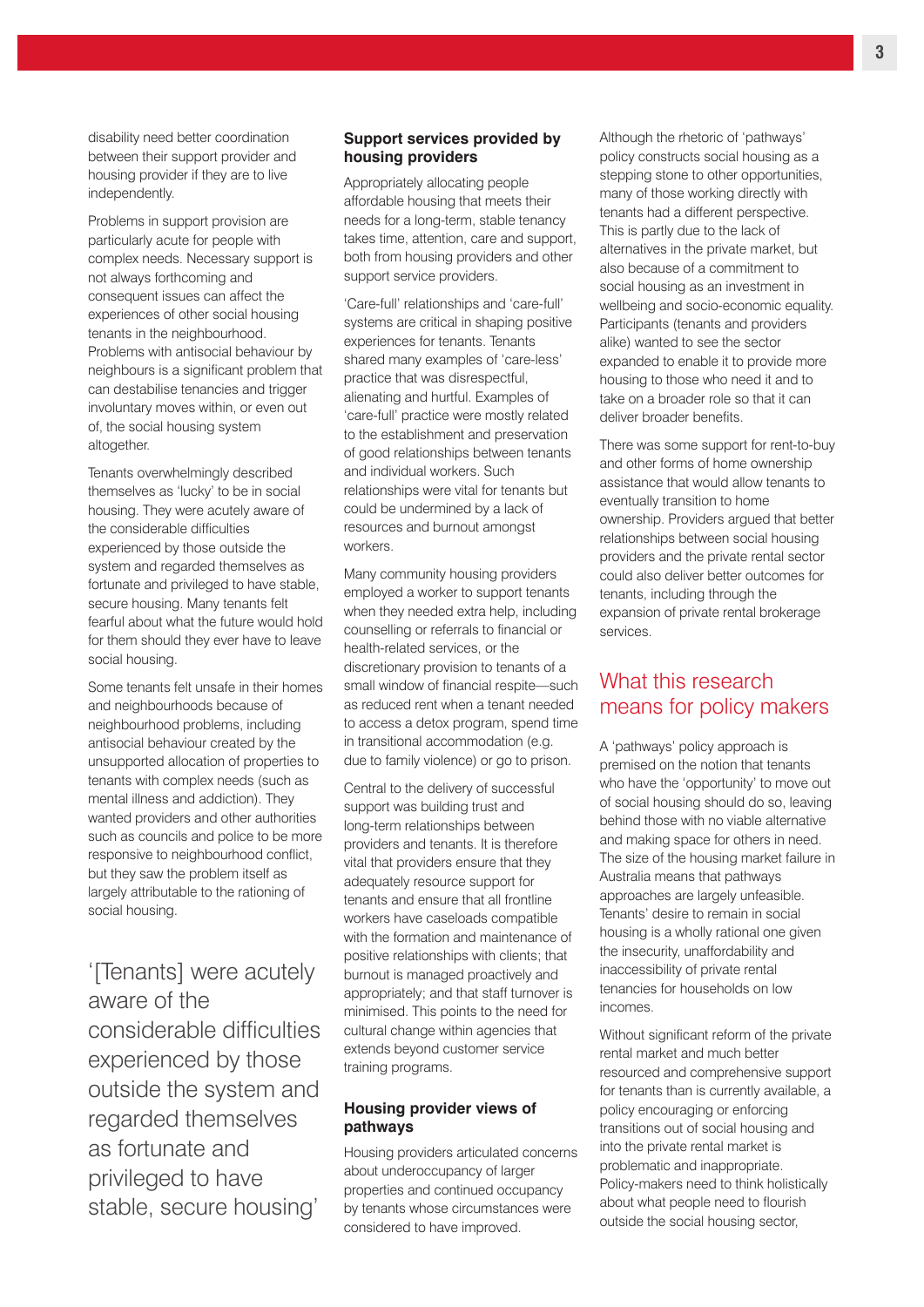disability need better coordination between their support provider and housing provider if they are to live independently.

Problems in support provision are particularly acute for people with complex needs. Necessary support is not always forthcoming and consequent issues can affect the experiences of other social housing tenants in the neighbourhood. Problems with antisocial behaviour by neighbours is a significant problem that can destabilise tenancies and trigger involuntary moves within, or even out of, the social housing system altogether.

Tenants overwhelmingly described themselves as 'lucky' to be in social housing. They were acutely aware of the considerable difficulties experienced by those outside the system and regarded themselves as fortunate and privileged to have stable, secure housing. Many tenants felt fearful about what the future would hold for them should they ever have to leave social housing.

Some tenants felt unsafe in their homes and neighbourhoods because of neighbourhood problems, including antisocial behaviour created by the unsupported allocation of properties to tenants with complex needs (such as mental illness and addiction). They wanted providers and other authorities such as councils and police to be more responsive to neighbourhood conflict, but they saw the problem itself as largely attributable to the rationing of social housing.

> '[Tenants] were acutely aware of the considerable difficulties experienced by those outside the system and regarded themselves as fortunate and privileged to have stable, secure housing'

### Support services provided by housing providers

Appropriately allocating people affordable housing that meets their needs for a long-term, stable tenancy takes time, attention, care and support, both from housing providers and other support service providers.

'Care-full' relationships and 'care-full' systems are critical in shaping positive experiences for tenants. Tenants shared many examples of 'care-less' practice that was disrespectful, alienating and hurtful. Examples of 'care-full' practice were mostly related to the establishment and preservation of good relationships between tenants and individual workers. Such relationships were vital for tenants but could be undermined by a lack of resources and burnout amongst workers.

Many community housing providers employed a worker to support tenants when they needed extra help, including counselling or referrals to financial or health-related services, or the discretionary provision to tenants of a small window of financial respite—such as reduced rent when a tenant needed to access a detox program, spend time in transitional accommodation (e.g. due to family violence) or go to prison.

Central to the delivery of successful support was building trust and long-term relationships between providers and tenants. It is therefore vital that providers ensure that they adequately resource support for tenants and ensure that all frontline workers have caseloads compatible with the formation and maintenance of positive relationships with clients; that burnout is managed proactively and appropriately; and that staff turnover is minimised. This points to the need for cultural change within agencies that extends beyond customer service training programs.

### Housing provider views of pathways

Housing providers articulated concerns about underoccupancy of larger properties and continued occupancy by tenants whose circumstances were considered to have improved.

Although the rhetoric of 'pathways' policy constructs social housing as a stepping stone to other opportunities, many of those working directly with tenants had a different perspective. This is partly due to the lack of alternatives in the private market, but also because of a commitment to social housing as an investment in wellbeing and socio-economic equality. Participants (tenants and providers alike) wanted to see the sector expanded to enable it to provide more housing to those who need it and to take on a broader role so that it can deliver broader benefits.

There was some support for rent-to-buy and other forms of home ownership assistance that would allow tenants to eventually transition to home ownership. Providers argued that better relationships between social housing providers and the private rental sector could also deliver better outcomes for tenants, including through the expansion of private rental brokerage services.

## What this research means for policy makers

A 'pathways' policy approach is premised on the notion that tenants who have the 'opportunity' to move out of social housing should do so, leaving behind those with no viable alternative and making space for others in need. The size of the housing market failure in Australia means that pathways approaches are largely unfeasible. Tenants' desire to remain in social housing is a wholly rational one given the insecurity, unaffordability and inaccessibility of private rental tenancies for households on low incomes.

Without significant reform of the private rental market and much better resourced and comprehensive support for tenants than is currently available, a policy encouraging or enforcing transitions out of social housing and into the private rental market is problematic and inappropriate. Policy-makers need to think holistically about what people need to flourish outside the social housing sector,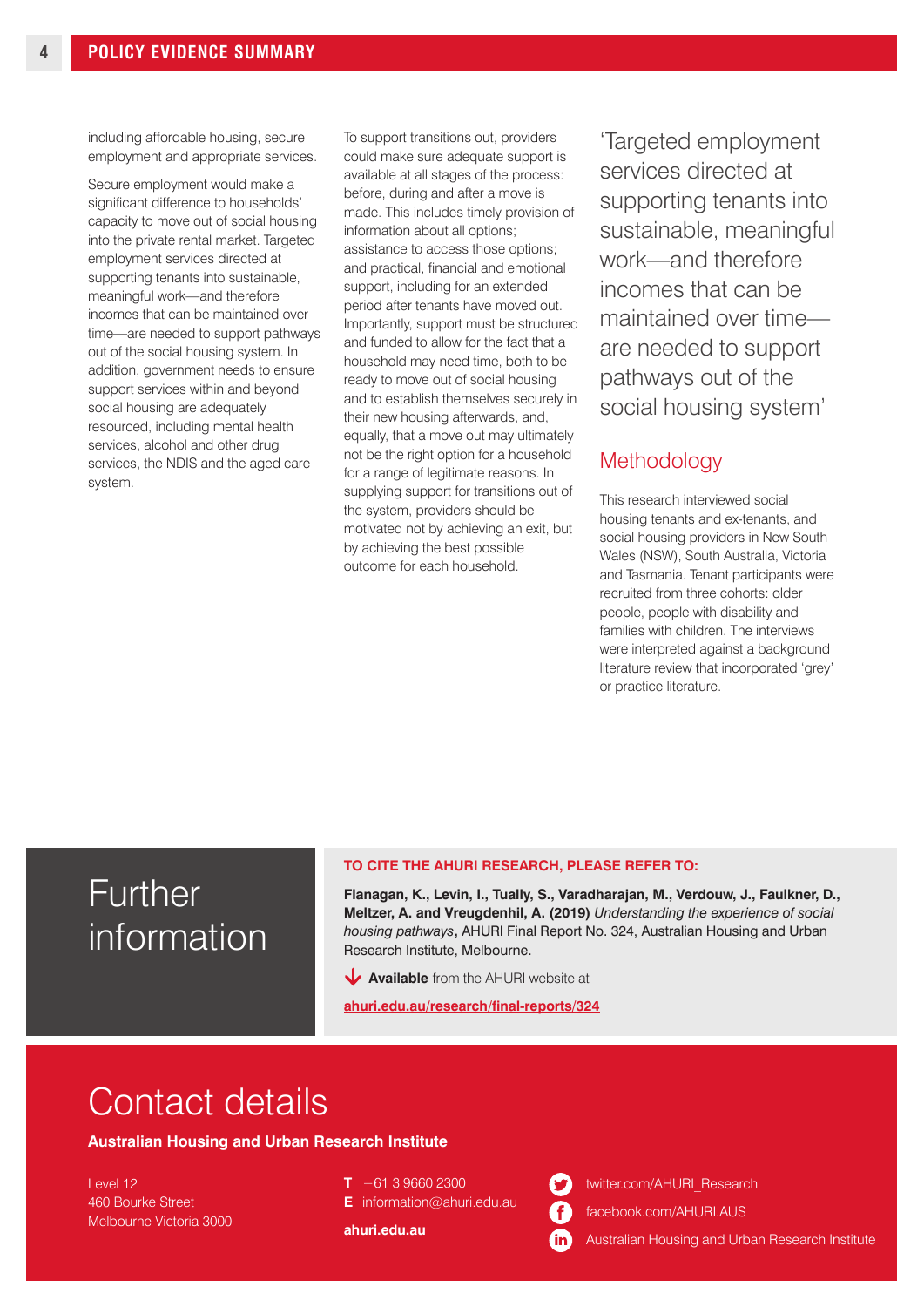including affordable housing, secure employment and appropriate services.

Secure employment would make a significant difference to households' capacity to move out of social housing into the private rental market. Targeted employment services directed at supporting tenants into sustainable, meaningful work—and therefore incomes that can be maintained over time—are needed to support pathways out of the social housing system. In addition, government needs to ensure support services within and beyond social housing are adequately resourced, including mental health services, alcohol and other drug services, the NDIS and the aged care system.

To support transitions out, providers could make sure adequate support is available at all stages of the process: before, during and after a move is made. This includes timely provision of information about all options; assistance to access those options; and practical, financial and emotional support, including for an extended period after tenants have moved out. Importantly, support must be structured and funded to allow for the fact that a household may need time, both to be ready to move out of social housing and to establish themselves securely in their new housing afterwards, and, equally, that a move out may ultimately not be the right option for a household for a range of legitimate reasons. In supplying support for transitions out of the system, providers should be motivated not by achieving an exit, but by achieving the best possible outcome for each household.

> 'Targeted employment services directed at supporting tenants into sustainable, meaningful work—and therefore incomes that can be maintained over time—are needed to support pathways out of the social housing system'

## Methodology

This research interviewed social housing tenants and ex-tenants, and social housing providers in New South Wales (NSW), South Australia, Victoria and Tasmania. Tenant participants were recruited from three cohorts: older people, people with disability and families with children. The interviews were interpreted against a background literature review that incorporated 'grey' or practice literature.

## Further information

**TO CITE THE AHURI RESEARCH, PLEASE REFER TO:**

**Flanagan, K., Levin, I., Tually, S., Varadharajan, M., Verdouw, J., Faulkner, D., Meltzer, A. and Vreugdenhil, A. (2019)** *Understanding the experience of social housing pathways*, AHURI Final Report No. 324, Australian Housing and Urban Research Institute, Melbourne.

**Available** from the AHURI website at

**ahuri.edu.au/research/final-reports/324**

## Contact details

**Australian Housing and Urban Research Institute**

Level 12
460 Bourke Street
Melbourne Victoria 3000

**T** +61 3 9660 2300
**E** information@ahuri.edu.au

**ahuri.edu.au**

twitter.com/AHURI_Research
facebook.com/AHURI.AUS
Australian Housing and Urban Research Institute